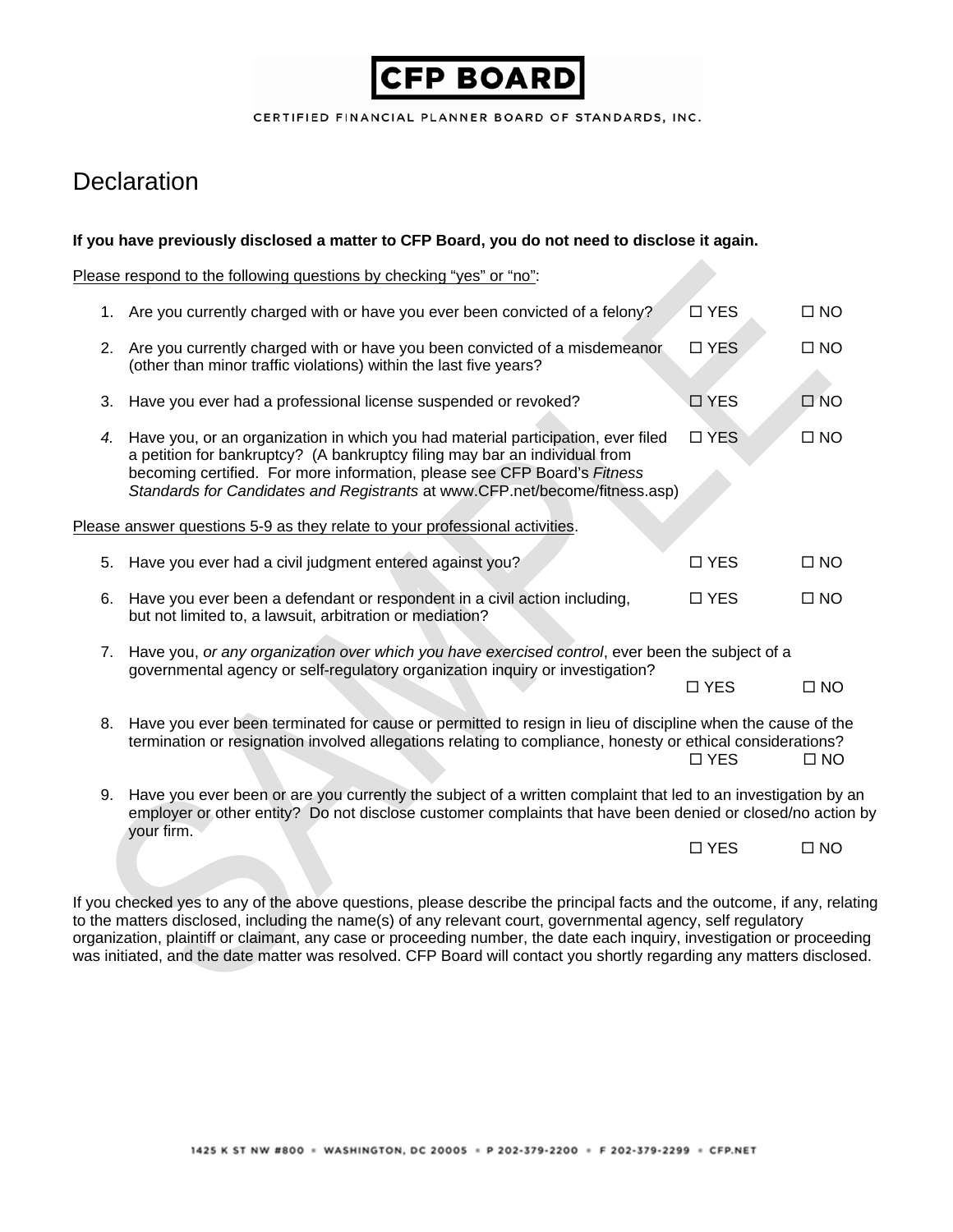**CFP BOARD**

CERTIFIED FINANCIAL PLANNER BOARD OF STANDARDS, INC.

# Declaration

**If you have previously disclosed a matter to CFP Board, you do not need to disclose it again.**

<u>Please respond to the following questions by checking "yes" or "no"</u>:

1. Are you currently charged with or have you ever been convicted of a felony? ☐ YES ☐ NO

2. Are you currently charged with or have you been convicted of a misdemeanor (other than minor traffic violations) within the last five years? ☐ YES ☐ NO

3. Have you ever had a professional license suspended or revoked? ☐ YES ☐ NO

4. Have you, or an organization in which you had material participation, ever filed a petition for bankruptcy? (A bankruptcy filing may bar an individual from becoming certified. For more information, please see CFP Board's *Fitness Standards for Candidates and Registrants* at www.CFP.net/become/fitness.asp) ☐ YES ☐ NO

<u>Please answer questions 5-9 as they relate to your professional activities</u>.

5. Have you ever had a civil judgment entered against you? ☐ YES ☐ NO

6. Have you ever been a defendant or respondent in a civil action including, but not limited to, a lawsuit, arbitration or mediation? ☐ YES ☐ NO

7. Have you, *or any organization over which you have exercised control*, ever been the subject of a governmental agency or self-regulatory organization inquiry or investigation? ☐ YES ☐ NO

8. Have you ever been terminated for cause or permitted to resign in lieu of discipline when the cause of the termination or resignation involved allegations relating to compliance, honesty or ethical considerations? ☐ YES ☐ NO

9. Have you ever been or are you currently the subject of a written complaint that led to an investigation by an employer or other entity? Do not disclose customer complaints that have been denied or closed/no action by your firm. ☐ YES ☐ NO

If you checked yes to any of the above questions, please describe the principal facts and the outcome, if any, relating to the matters disclosed, including the name(s) of any relevant court, governmental agency, self regulatory organization, plaintiff or claimant, any case or proceeding number, the date each inquiry, investigation or proceeding was initiated, and the date matter was resolved. CFP Board will contact you shortly regarding any matters disclosed.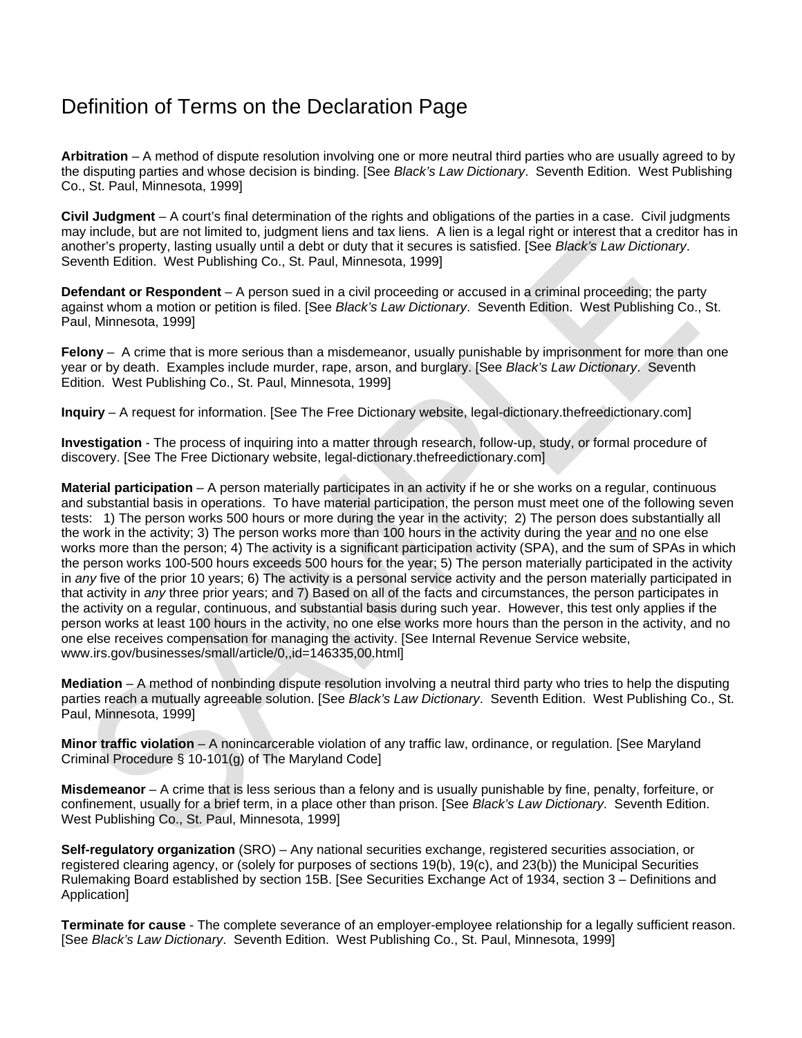# Definition of Terms on the Declaration Page

**Arbitration** – A method of dispute resolution involving one or more neutral third parties who are usually agreed to by the disputing parties and whose decision is binding. [See *Black's Law Dictionary*. Seventh Edition. West Publishing Co., St. Paul, Minnesota, 1999]

**Civil Judgment** – A court's final determination of the rights and obligations of the parties in a case. Civil judgments may include, but are not limited to, judgment liens and tax liens. A lien is a legal right or interest that a creditor has in another's property, lasting usually until a debt or duty that it secures is satisfied. [See *Black's Law Dictionary*. Seventh Edition. West Publishing Co., St. Paul, Minnesota, 1999]

**Defendant or Respondent** – A person sued in a civil proceeding or accused in a criminal proceeding; the party against whom a motion or petition is filed. [See *Black's Law Dictionary*. Seventh Edition. West Publishing Co., St. Paul, Minnesota, 1999]

**Felony** – A crime that is more serious than a misdemeanor, usually punishable by imprisonment for more than one year or by death. Examples include murder, rape, arson, and burglary. [See *Black's Law Dictionary*. Seventh Edition. West Publishing Co., St. Paul, Minnesota, 1999]

**Inquiry** – A request for information. [See The Free Dictionary website, legal-dictionary.thefreedictionary.com]

**Investigation** - The process of inquiring into a matter through research, follow-up, study, or formal procedure of discovery. [See The Free Dictionary website, legal-dictionary.thefreedictionary.com]

**Material participation** – A person materially participates in an activity if he or she works on a regular, continuous and substantial basis in operations. To have material participation, the person must meet one of the following seven tests: 1) The person works 500 hours or more during the year in the activity; 2) The person does substantially all the work in the activity; 3) The person works more than 100 hours in the activity during the year and no one else works more than the person; 4) The activity is a significant participation activity (SPA), and the sum of SPAs in which the person works 100-500 hours exceeds 500 hours for the year; 5) The person materially participated in the activity in *any* five of the prior 10 years; 6) The activity is a personal service activity and the person materially participated in that activity in *any* three prior years; and 7) Based on all of the facts and circumstances, the person participates in the activity on a regular, continuous, and substantial basis during such year. However, this test only applies if the person works at least 100 hours in the activity, no one else works more hours than the person in the activity, and no one else receives compensation for managing the activity. [See Internal Revenue Service website, www.irs.gov/businesses/small/article/0,,id=146335,00.html]

**Mediation** – A method of nonbinding dispute resolution involving a neutral third party who tries to help the disputing parties reach a mutually agreeable solution. [See *Black's Law Dictionary*. Seventh Edition. West Publishing Co., St. Paul, Minnesota, 1999]

**Minor traffic violation** – A nonincarcerable violation of any traffic law, ordinance, or regulation. [See Maryland Criminal Procedure § 10-101(g) of The Maryland Code]

**Misdemeanor** – A crime that is less serious than a felony and is usually punishable by fine, penalty, forfeiture, or confinement, usually for a brief term, in a place other than prison. [See *Black's Law Dictionary*. Seventh Edition. West Publishing Co., St. Paul, Minnesota, 1999]

**Self-regulatory organization** (SRO) – Any national securities exchange, registered securities association, or registered clearing agency, or (solely for purposes of sections 19(b), 19(c), and 23(b)) the Municipal Securities Rulemaking Board established by section 15B. [See Securities Exchange Act of 1934, section 3 – Definitions and Application]

**Terminate for cause** - The complete severance of an employer-employee relationship for a legally sufficient reason. [See *Black's Law Dictionary*. Seventh Edition. West Publishing Co., St. Paul, Minnesota, 1999]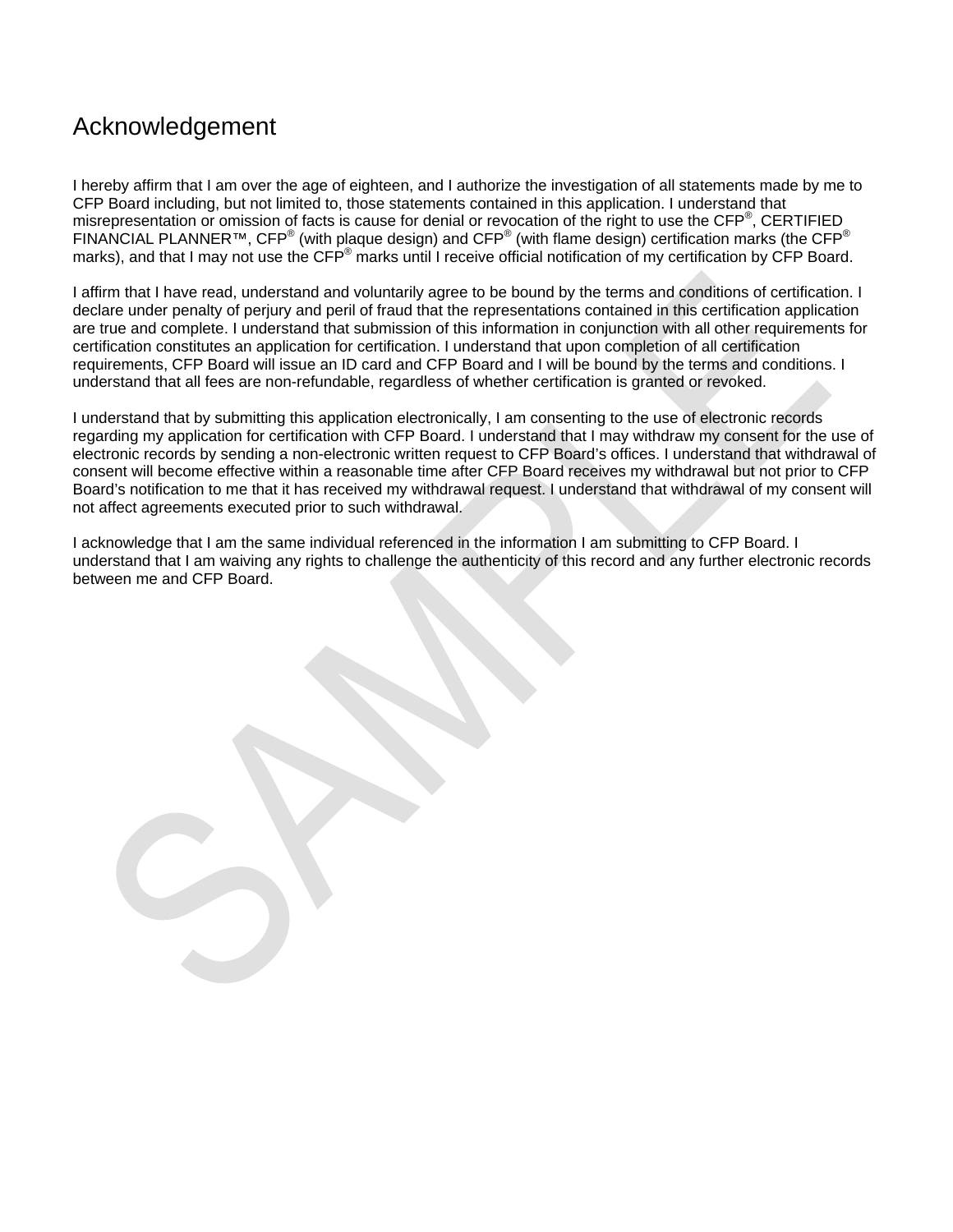# Acknowledgement

I hereby affirm that I am over the age of eighteen, and I authorize the investigation of all statements made by me to CFP Board including, but not limited to, those statements contained in this application. I understand that misrepresentation or omission of facts is cause for denial or revocation of the right to use the CFP®, CERTIFIED FINANCIAL PLANNER™, CFP® (with plaque design) and CFP® (with flame design) certification marks (the CFP® marks), and that I may not use the CFP® marks until I receive official notification of my certification by CFP Board.

I affirm that I have read, understand and voluntarily agree to be bound by the terms and conditions of certification. I declare under penalty of perjury and peril of fraud that the representations contained in this certification application are true and complete. I understand that submission of this information in conjunction with all other requirements for certification constitutes an application for certification. I understand that upon completion of all certification requirements, CFP Board will issue an ID card and CFP Board and I will be bound by the terms and conditions. I understand that all fees are non-refundable, regardless of whether certification is granted or revoked.

I understand that by submitting this application electronically, I am consenting to the use of electronic records regarding my application for certification with CFP Board. I understand that I may withdraw my consent for the use of electronic records by sending a non-electronic written request to CFP Board's offices. I understand that withdrawal of consent will become effective within a reasonable time after CFP Board receives my withdrawal but not prior to CFP Board's notification to me that it has received my withdrawal request. I understand that withdrawal of my consent will not affect agreements executed prior to such withdrawal.

I acknowledge that I am the same individual referenced in the information I am submitting to CFP Board. I understand that I am waiving any rights to challenge the authenticity of this record and any further electronic records between me and CFP Board.